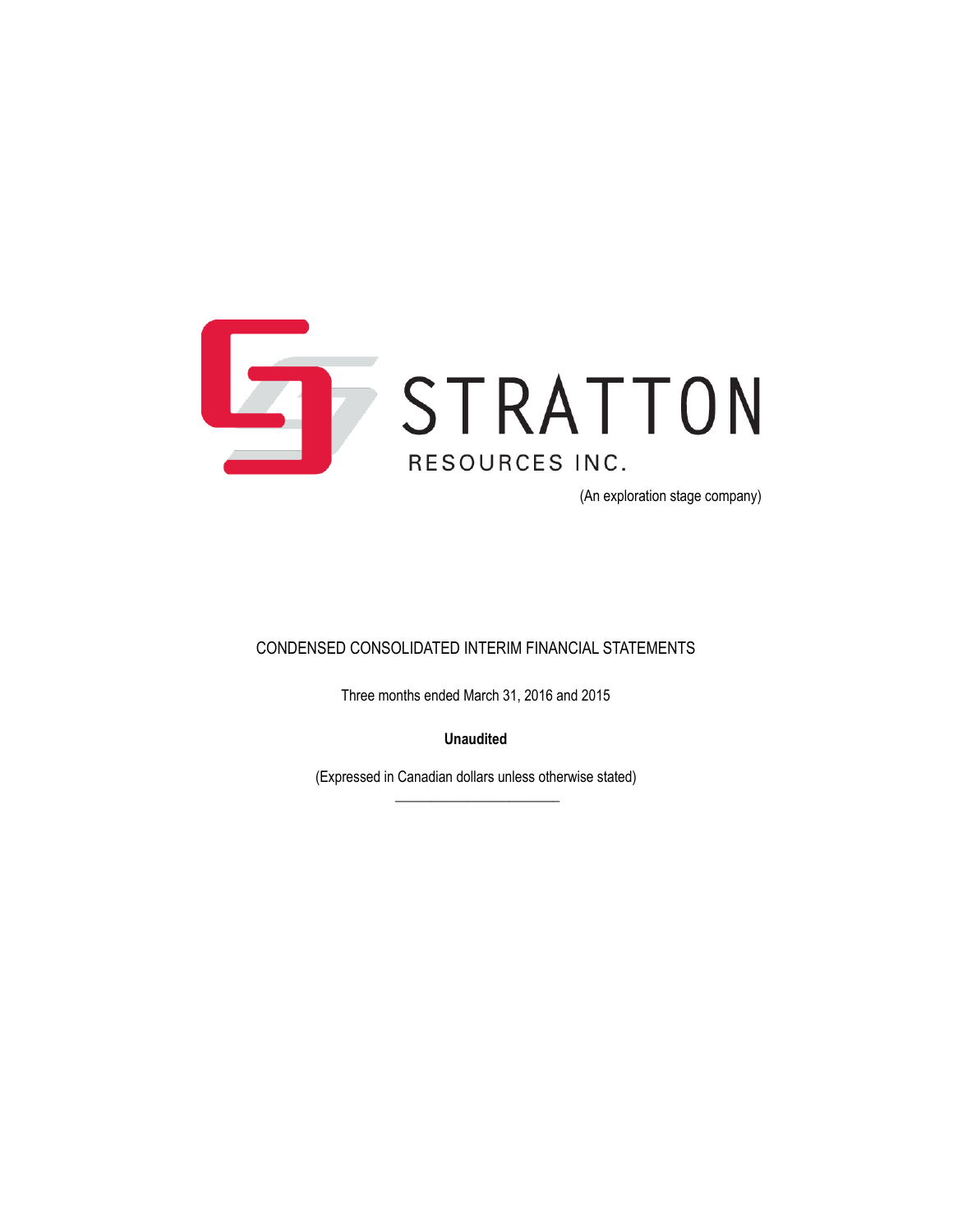# STRATTON

RESOURCES INC.

(An exploration stage company)

## CONDENSED CONSOLIDATED INTERIM FINANCIAL STATEMENTS

Three months ended March 31, 2016 and 2015

**Unaudited**

(Expressed in Canadian dollars unless otherwise stated)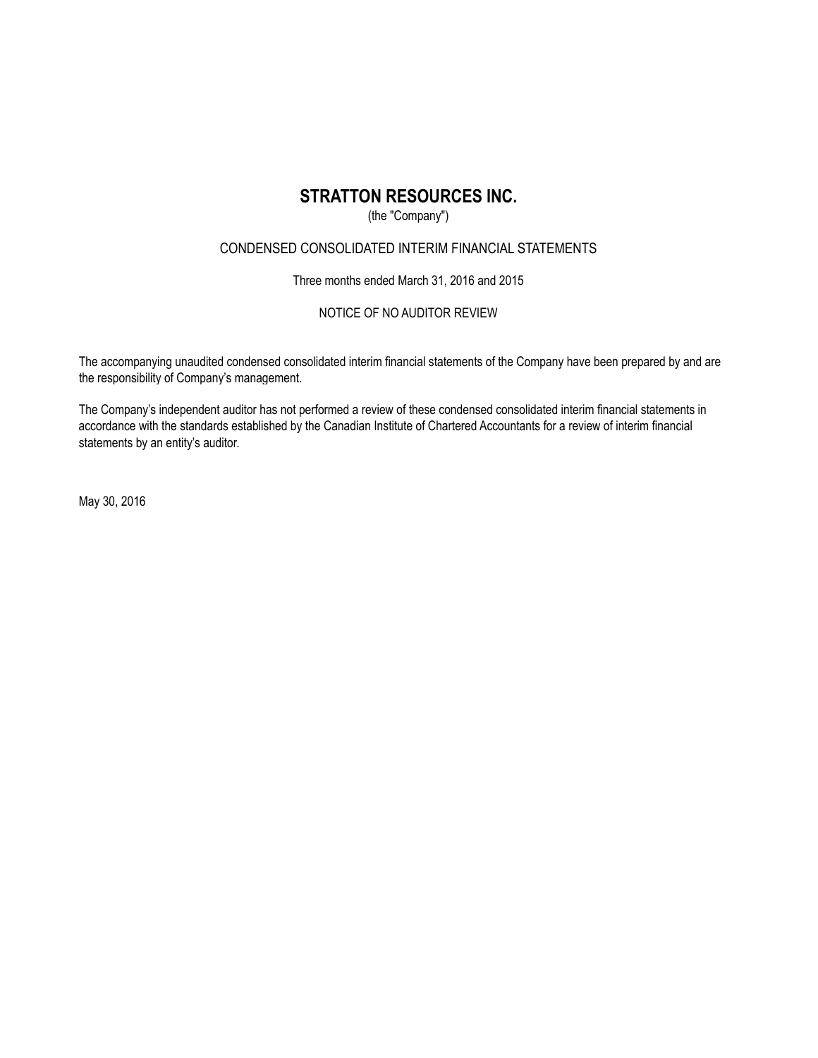# STRATTON RESOURCES INC.

(the "Company")

CONDENSED CONSOLIDATED INTERIM FINANCIAL STATEMENTS

Three months ended March 31, 2016 and 2015

NOTICE OF NO AUDITOR REVIEW

The accompanying unaudited condensed consolidated interim financial statements of the Company have been prepared by and are the responsibility of Company's management.

The Company's independent auditor has not performed a review of these condensed consolidated interim financial statements in accordance with the standards established by the Canadian Institute of Chartered Accountants for a review of interim financial statements by an entity's auditor.

May 30, 2016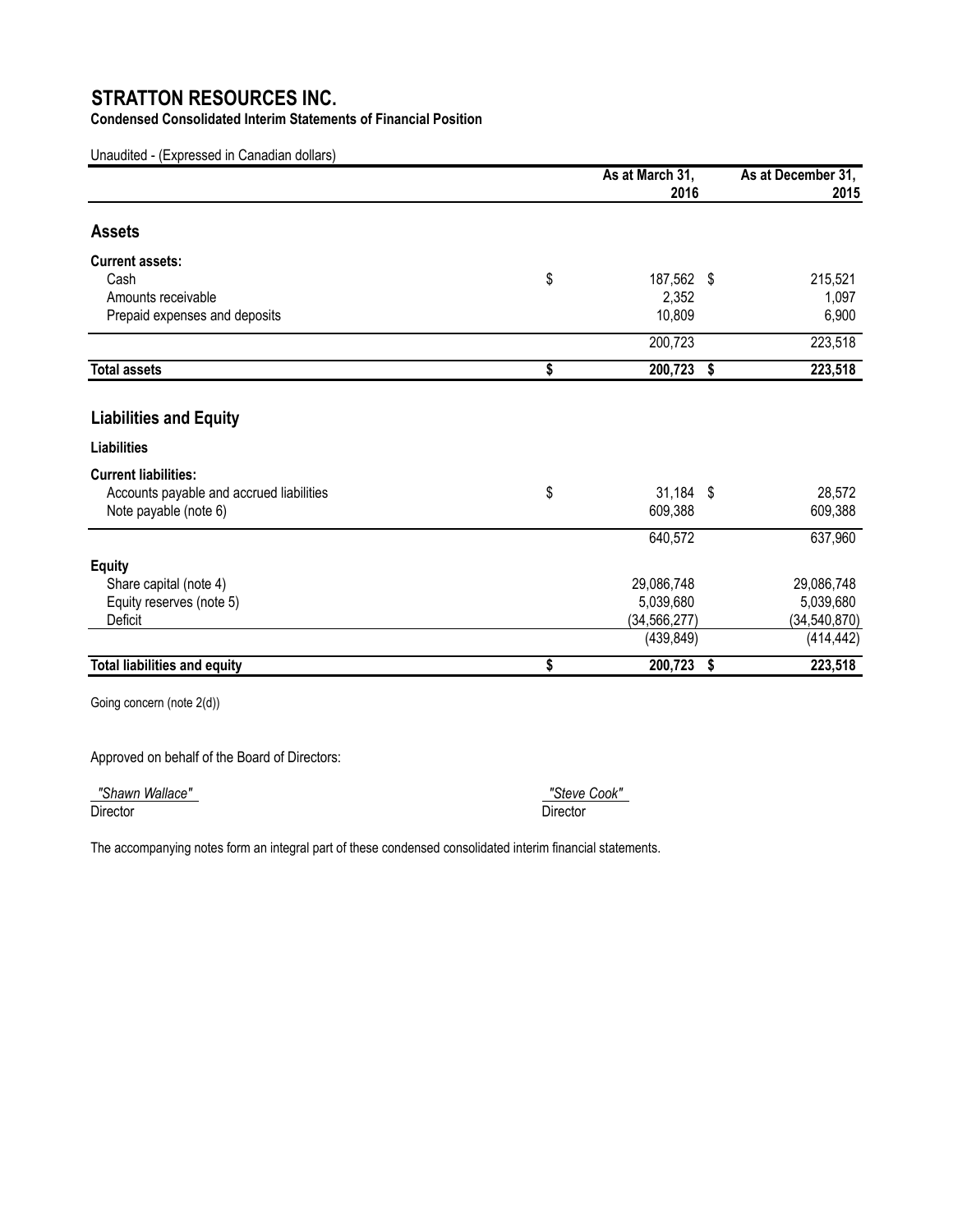# STRATTON RESOURCES INC.

**Condensed Consolidated Interim Statements of Financial Position**

Unaudited - (Expressed in Canadian dollars)

| | As at March 31, 2016 | As at December 31, 2015 |
|---|---|---|
| **Assets** | | |
| **Current assets:** | | |
| Cash | $ 187,562 | $ 215,521 |
| Amounts receivable | 2,352 | 1,097 |
| Prepaid expenses and deposits | 10,809 | 6,900 |
| | 200,723 | 223,518 |
| **Total assets** | **$ 200,723** | **$ 223,518** |
| **Liabilities and Equity** | | |
| **Liabilities** | | |
| **Current liabilities:** | | |
| Accounts payable and accrued liabilities | $ 31,184 | $ 28,572 |
| Note payable (note 6) | 609,388 | 609,388 |
| | 640,572 | 637,960 |
| **Equity** | | |
| Share capital (note 4) | 29,086,748 | 29,086,748 |
| Equity reserves (note 5) | 5,039,680 | 5,039,680 |
| Deficit | (34,566,277) | (34,540,870) |
| | (439,849) | (414,442) |
| **Total liabilities and equity** | **$ 200,723** | **$ 223,518** |

Going concern (note 2(d))

Approved on behalf of the Board of Directors:

*"Shawn Wallace"*
Director

*"Steve Cook"*
Director

The accompanying notes form an integral part of these condensed consolidated interim financial statements.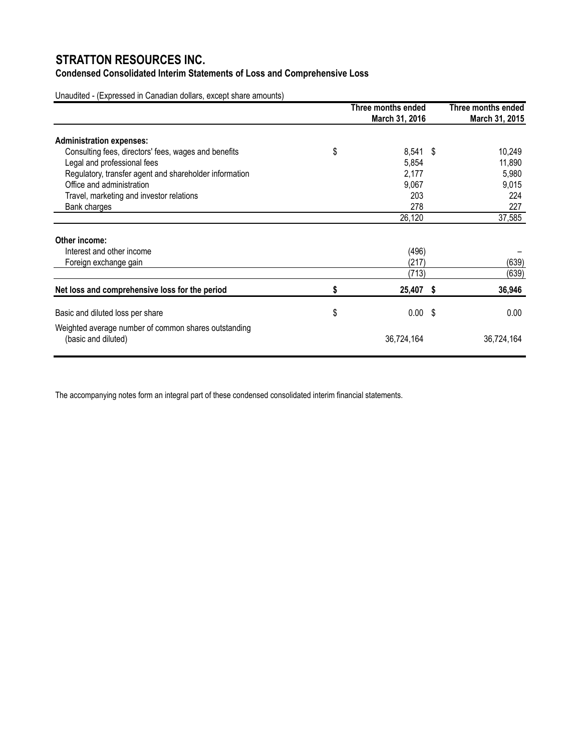# STRATTON RESOURCES INC.

**Condensed Consolidated Interim Statements of Loss and Comprehensive Loss**

Unaudited - (Expressed in Canadian dollars, except share amounts)

| | Three months ended March 31, 2016 | Three months ended March 31, 2015 |
|---|---|---|
| **Administration expenses:** | | |
| Consulting fees, directors' fees, wages and benefits | $ 8,541 | $ 10,249 |
| Legal and professional fees | 5,854 | 11,890 |
| Regulatory, transfer agent and shareholder information | 2,177 | 5,980 |
| Office and administration | 9,067 | 9,015 |
| Travel, marketing and investor relations | 203 | 224 |
| Bank charges | 278 | 227 |
| | 26,120 | 37,585 |
| **Other income:** | | |
| Interest and other income | (496) | – |
| Foreign exchange gain | (217) | (639) |
| | (713) | (639) |
| **Net loss and comprehensive loss for the period** | **$ 25,407** | **$ 36,946** |
| Basic and diluted loss per share | $ 0.00 | $ 0.00 |
| Weighted average number of common shares outstanding (basic and diluted) | 36,724,164 | 36,724,164 |

The accompanying notes form an integral part of these condensed consolidated interim financial statements.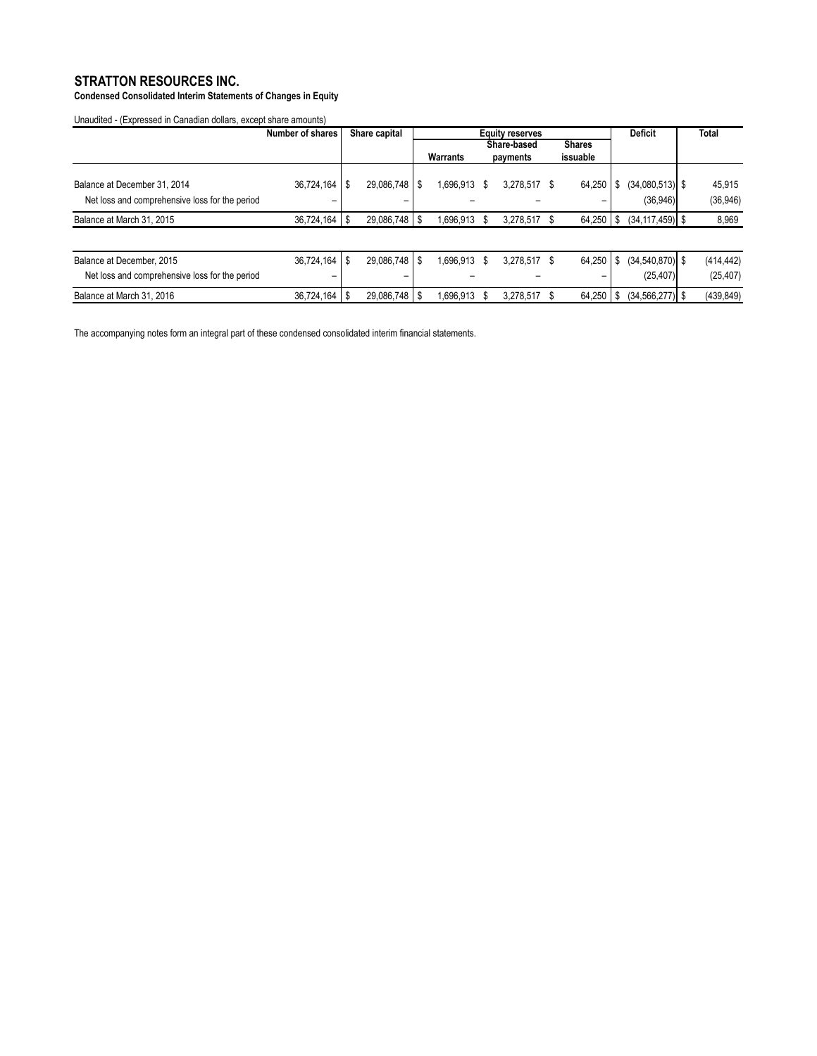# STRATTON RESOURCES INC.

**Condensed Consolidated Interim Statements of Changes in Equity**

Unaudited - (Expressed in Canadian dollars, except share amounts)

| | Number of shares | Share capital | Equity reserves | | | Deficit | Total |
|---|---|---|---|---|---|---|---|
| | | | Warrants | Share-based payments | Shares issuable | | |
| Balance at December 31, 2014 | 36,724,164 | $ 29,086,748 | $ 1,696,913 | $ 3,278,517 | $ 64,250 | $ (34,080,513) | $ 45,915 |
| Net loss and comprehensive loss for the period | – | – | – | – | – | (36,946) | (36,946) |
| Balance at March 31, 2015 | 36,724,164 | $ 29,086,748 | $ 1,696,913 | $ 3,278,517 | $ 64,250 | $ (34,117,459) | $ 8,969 |
| | | | | | | | |
| Balance at December, 2015 | 36,724,164 | $ 29,086,748 | $ 1,696,913 | $ 3,278,517 | $ 64,250 | $ (34,540,870) | $ (414,442) |
| Net loss and comprehensive loss for the period | – | – | – | – | – | (25,407) | (25,407) |
| Balance at March 31, 2016 | 36,724,164 | $ 29,086,748 | $ 1,696,913 | $ 3,278,517 | $ 64,250 | $ (34,566,277) | $ (439,849) |

The accompanying notes form an integral part of these condensed consolidated interim financial statements.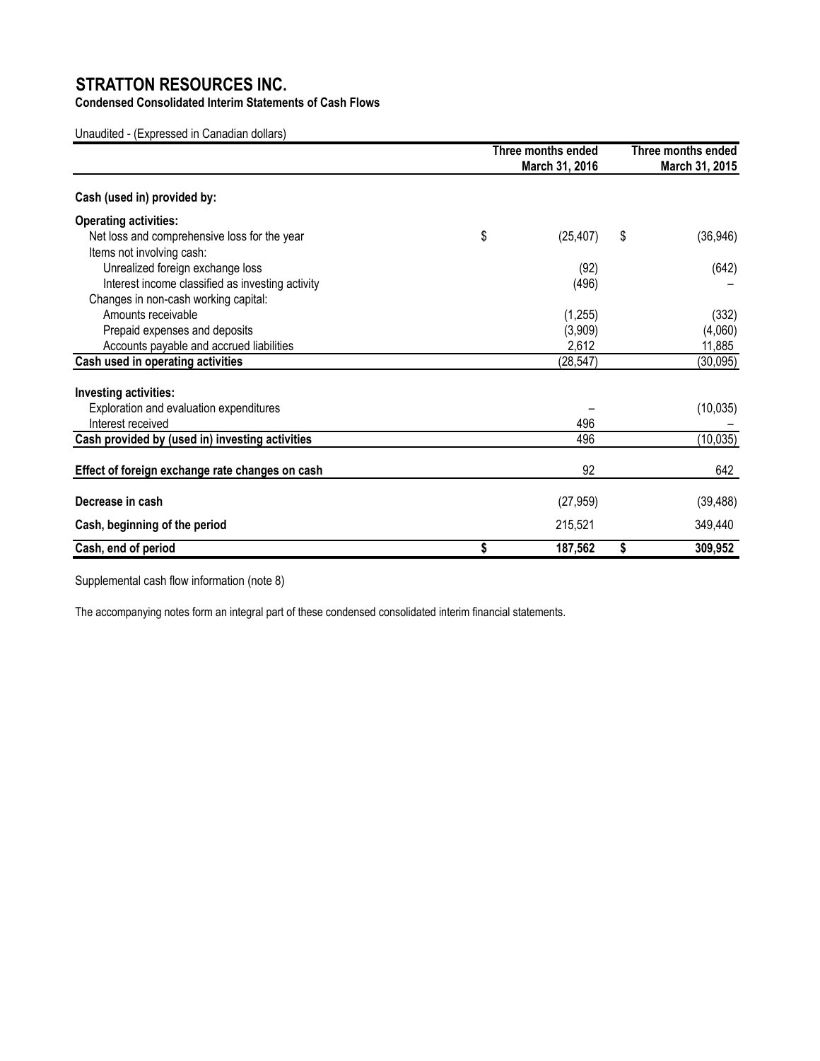# STRATTON RESOURCES INC.

**Condensed Consolidated Interim Statements of Cash Flows**

Unaudited - (Expressed in Canadian dollars)

| | Three months ended March 31, 2016 | Three months ended March 31, 2015 |
|---|---|---|
| **Cash (used in) provided by:** | | |
| **Operating activities:** | | |
| Net loss and comprehensive loss for the year | $ (25,407) | $ (36,946) |
| Items not involving cash: | | |
| Unrealized foreign exchange loss | (92) | (642) |
| Interest income classified as investing activity | (496) | – |
| Changes in non-cash working capital: | | |
| Amounts receivable | (1,255) | (332) |
| Prepaid expenses and deposits | (3,909) | (4,060) |
| Accounts payable and accrued liabilities | 2,612 | 11,885 |
| **Cash used in operating activities** | (28,547) | (30,095) |
| **Investing activities:** | | |
| Exploration and evaluation expenditures | – | (10,035) |
| Interest received | 496 | – |
| **Cash provided by (used in) investing activities** | 496 | (10,035) |
| **Effect of foreign exchange rate changes on cash** | 92 | 642 |
| **Decrease in cash** | (27,959) | (39,488) |
| **Cash, beginning of the period** | 215,521 | 349,440 |
| **Cash, end of period** | **$ 187,562** | **$ 309,952** |

Supplemental cash flow information (note 8)

The accompanying notes form an integral part of these condensed consolidated interim financial statements.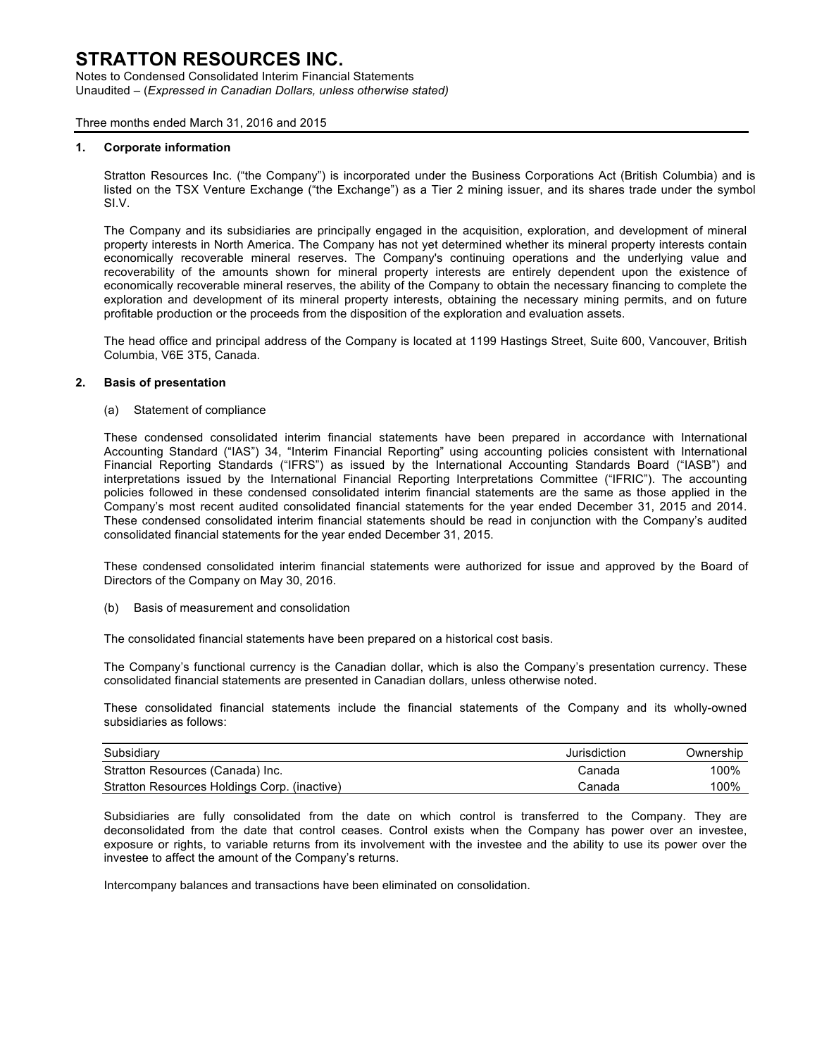# STRATTON RESOURCES INC.

Notes to Condensed Consolidated Interim Financial Statements
Unaudited – (*Expressed in Canadian Dollars, unless otherwise stated)*

Three months ended March 31, 2016 and 2015

## 1. Corporate information

Stratton Resources Inc. ("the Company") is incorporated under the Business Corporations Act (British Columbia) and is listed on the TSX Venture Exchange ("the Exchange") as a Tier 2 mining issuer, and its shares trade under the symbol SI.V.

The Company and its subsidiaries are principally engaged in the acquisition, exploration, and development of mineral property interests in North America. The Company has not yet determined whether its mineral property interests contain economically recoverable mineral reserves. The Company's continuing operations and the underlying value and recoverability of the amounts shown for mineral property interests are entirely dependent upon the existence of economically recoverable mineral reserves, the ability of the Company to obtain the necessary financing to complete the exploration and development of its mineral property interests, obtaining the necessary mining permits, and on future profitable production or the proceeds from the disposition of the exploration and evaluation assets.

The head office and principal address of the Company is located at 1199 Hastings Street, Suite 600, Vancouver, British Columbia, V6E 3T5, Canada.

## 2. Basis of presentation

(a) Statement of compliance

These condensed consolidated interim financial statements have been prepared in accordance with International Accounting Standard ("IAS") 34, "Interim Financial Reporting" using accounting policies consistent with International Financial Reporting Standards ("IFRS") as issued by the International Accounting Standards Board ("IASB") and interpretations issued by the International Financial Reporting Interpretations Committee ("IFRIC"). The accounting policies followed in these condensed consolidated interim financial statements are the same as those applied in the Company's most recent audited consolidated financial statements for the year ended December 31, 2015 and 2014. These condensed consolidated interim financial statements should be read in conjunction with the Company's audited consolidated financial statements for the year ended December 31, 2015.

These condensed consolidated interim financial statements were authorized for issue and approved by the Board of Directors of the Company on May 30, 2016.

(b) Basis of measurement and consolidation

The consolidated financial statements have been prepared on a historical cost basis.

The Company's functional currency is the Canadian dollar, which is also the Company's presentation currency. These consolidated financial statements are presented in Canadian dollars, unless otherwise noted.

These consolidated financial statements include the financial statements of the Company and its wholly-owned subsidiaries as follows:

| Subsidiary | Jurisdiction | Ownership |
| --- | --- | --- |
| Stratton Resources (Canada) Inc. | Canada | 100% |
| Stratton Resources Holdings Corp. (inactive) | Canada | 100% |

Subsidiaries are fully consolidated from the date on which control is transferred to the Company. They are deconsolidated from the date that control ceases. Control exists when the Company has power over an investee, exposure or rights, to variable returns from its involvement with the investee and the ability to use its power over the investee to affect the amount of the Company's returns.

Intercompany balances and transactions have been eliminated on consolidation.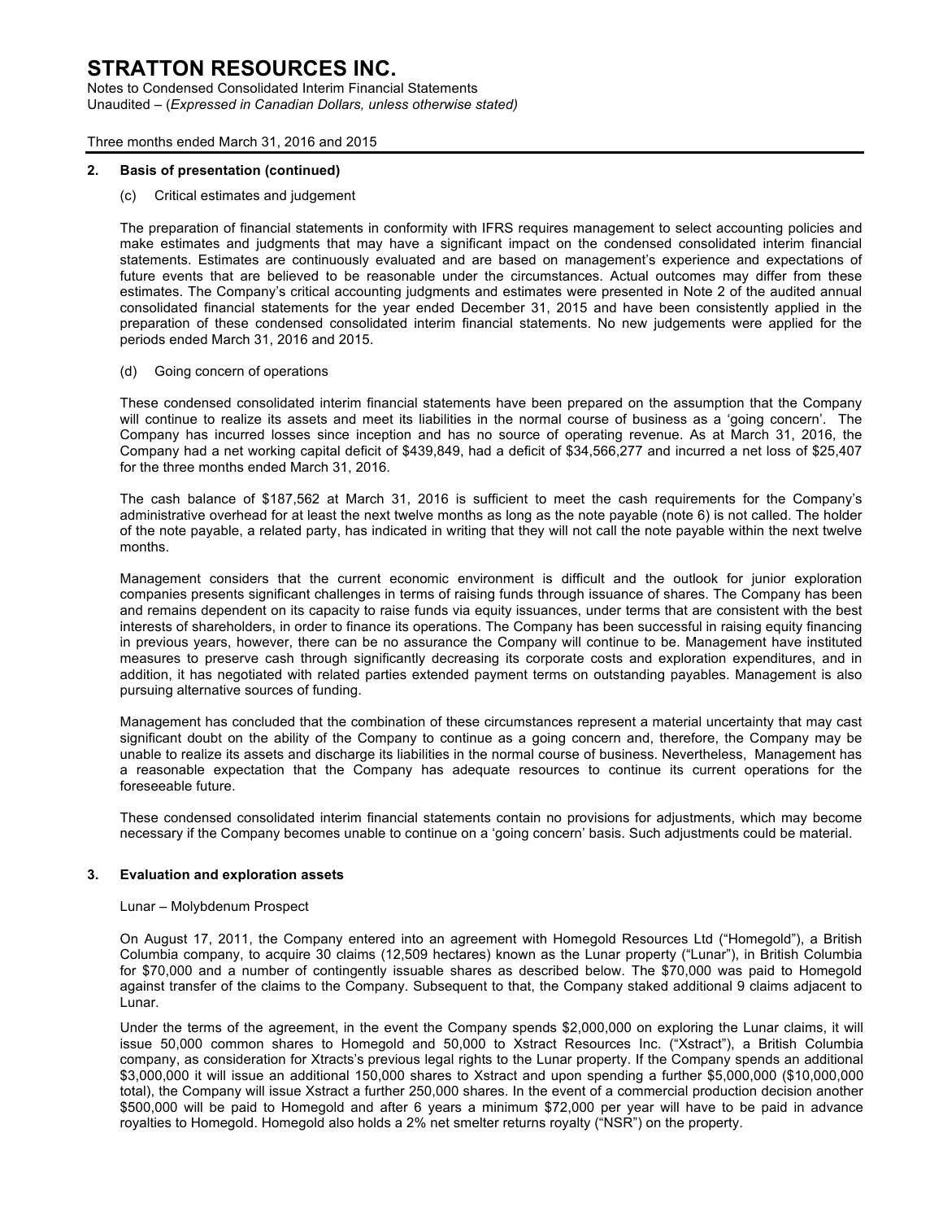### 2. Basis of presentation (continued)

(c) Critical estimates and judgement

The preparation of financial statements in conformity with IFRS requires management to select accounting policies and make estimates and judgments that may have a significant impact on the condensed consolidated interim financial statements. Estimates are continuously evaluated and are based on management's experience and expectations of future events that are believed to be reasonable under the circumstances. Actual outcomes may differ from these estimates. The Company's critical accounting judgments and estimates were presented in Note 2 of the audited annual consolidated financial statements for the year ended December 31, 2015 and have been consistently applied in the preparation of these condensed consolidated interim financial statements. No new judgements were applied for the periods ended March 31, 2016 and 2015.

(d) Going concern of operations

These condensed consolidated interim financial statements have been prepared on the assumption that the Company will continue to realize its assets and meet its liabilities in the normal course of business as a 'going concern'. The Company has incurred losses since inception and has no source of operating revenue. As at March 31, 2016, the Company had a net working capital deficit of $439,849, had a deficit of $34,566,277 and incurred a net loss of $25,407 for the three months ended March 31, 2016.

The cash balance of $187,562 at March 31, 2016 is sufficient to meet the cash requirements for the Company's administrative overhead for at least the next twelve months as long as the note payable (note 6) is not called. The holder of the note payable, a related party, has indicated in writing that they will not call the note payable within the next twelve months.

Management considers that the current economic environment is difficult and the outlook for junior exploration companies presents significant challenges in terms of raising funds through issuance of shares. The Company has been and remains dependent on its capacity to raise funds via equity issuances, under terms that are consistent with the best interests of shareholders, in order to finance its operations. The Company has been successful in raising equity financing in previous years, however, there can be no assurance the Company will continue to be. Management have instituted measures to preserve cash through significantly decreasing its corporate costs and exploration expenditures, and in addition, it has negotiated with related parties extended payment terms on outstanding payables. Management is also pursuing alternative sources of funding.

Management has concluded that the combination of these circumstances represent a material uncertainty that may cast significant doubt on the ability of the Company to continue as a going concern and, therefore, the Company may be unable to realize its assets and discharge its liabilities in the normal course of business. Nevertheless, Management has a reasonable expectation that the Company has adequate resources to continue its current operations for the foreseeable future.

These condensed consolidated interim financial statements contain no provisions for adjustments, which may become necessary if the Company becomes unable to continue on a 'going concern' basis. Such adjustments could be material.

### 3. Evaluation and exploration assets

Lunar – Molybdenum Prospect

On August 17, 2011, the Company entered into an agreement with Homegold Resources Ltd ("Homegold"), a British Columbia company, to acquire 30 claims (12,509 hectares) known as the Lunar property ("Lunar"), in British Columbia for $70,000 and a number of contingently issuable shares as described below. The $70,000 was paid to Homegold against transfer of the claims to the Company. Subsequent to that, the Company staked additional 9 claims adjacent to Lunar.

Under the terms of the agreement, in the event the Company spends $2,000,000 on exploring the Lunar claims, it will issue 50,000 common shares to Homegold and 50,000 to Xstract Resources Inc. ("Xstract"), a British Columbia company, as consideration for Xtracts's previous legal rights to the Lunar property. If the Company spends an additional $3,000,000 it will issue an additional 150,000 shares to Xstract and upon spending a further $5,000,000 ($10,000,000 total), the Company will issue Xstract a further 250,000 shares. In the event of a commercial production decision another $500,000 will be paid to Homegold and after 6 years a minimum $72,000 per year will have to be paid in advance royalties to Homegold. Homegold also holds a 2% net smelter returns royalty ("NSR") on the property.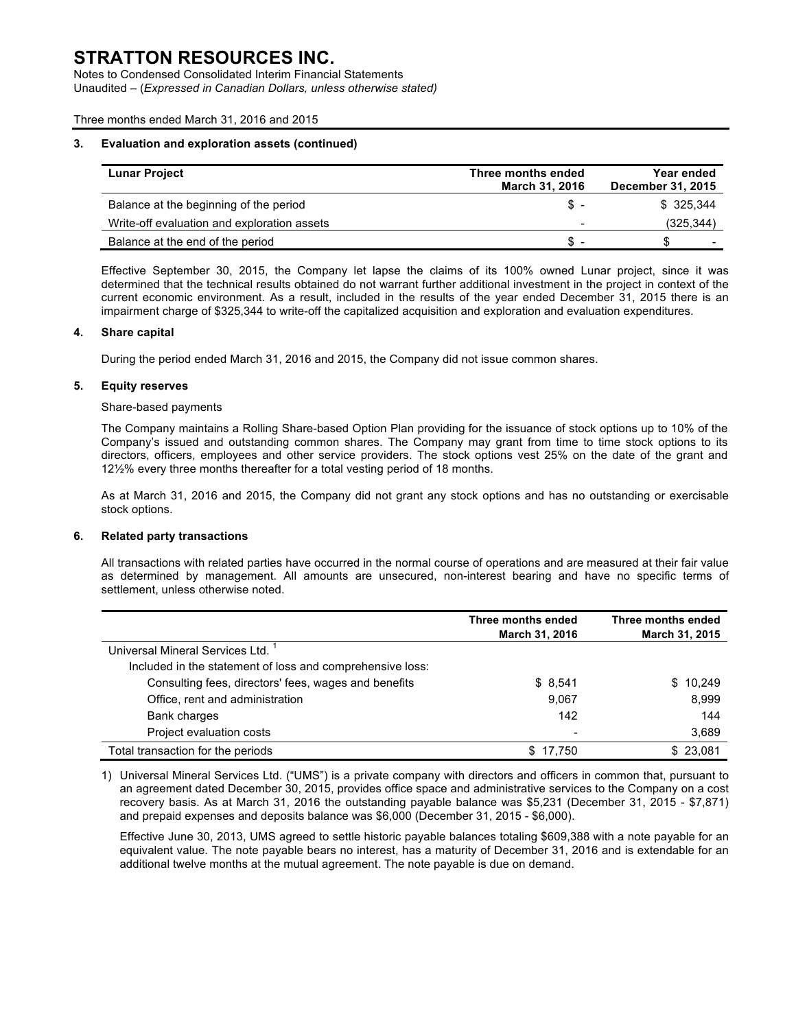# STRATTON RESOURCES INC.

Notes to Condensed Consolidated Interim Financial Statements
Unaudited – (*Expressed in Canadian Dollars, unless otherwise stated)*

Three months ended March 31, 2016 and 2015

### 3. Evaluation and exploration assets (continued)

| Lunar Project | Three months ended March 31, 2016 | Year ended December 31, 2015 |
|---|---|---|
| Balance at the beginning of the period | $ - | $ 325,344 |
| Write-off evaluation and exploration assets | - | (325,344) |
| Balance at the end of the period | $ - | $ - |

Effective September 30, 2015, the Company let lapse the claims of its 100% owned Lunar project, since it was determined that the technical results obtained do not warrant further additional investment in the project in context of the current economic environment. As a result, included in the results of the year ended December 31, 2015 there is an impairment charge of $325,344 to write-off the capitalized acquisition and exploration and evaluation expenditures.

### 4. Share capital

During the period ended March 31, 2016 and 2015, the Company did not issue common shares.

### 5. Equity reserves

Share-based payments

The Company maintains a Rolling Share-based Option Plan providing for the issuance of stock options up to 10% of the Company's issued and outstanding common shares. The Company may grant from time to time stock options to its directors, officers, employees and other service providers. The stock options vest 25% on the date of the grant and 12½% every three months thereafter for a total vesting period of 18 months.

As at March 31, 2016 and 2015, the Company did not grant any stock options and has no outstanding or exercisable stock options.

### 6. Related party transactions

All transactions with related parties have occurred in the normal course of operations and are measured at their fair value as determined by management. All amounts are unsecured, non-interest bearing and have no specific terms of settlement, unless otherwise noted.

| | Three months ended March 31, 2016 | Three months ended March 31, 2015 |
|---|---|---|
| Universal Mineral Services Ltd. [1] | | |
| Included in the statement of loss and comprehensive loss: | | |
| Consulting fees, directors' fees, wages and benefits | $ 8,541 | $ 10,249 |
| Office, rent and administration | 9,067 | 8,999 |
| Bank charges | 142 | 144 |
| Project evaluation costs | - | 3,689 |
| Total transaction for the periods | $ 17,750 | $ 23,081 |

1) Universal Mineral Services Ltd. ("UMS") is a private company with directors and officers in common that, pursuant to an agreement dated December 30, 2015, provides office space and administrative services to the Company on a cost recovery basis. As at March 31, 2016 the outstanding payable balance was $5,231 (December 31, 2015 - $7,871) and prepaid expenses and deposits balance was $6,000 (December 31, 2015 - $6,000).

Effective June 30, 2013, UMS agreed to settle historic payable balances totaling $609,388 with a note payable for an equivalent value. The note payable bears no interest, has a maturity of December 31, 2016 and is extendable for an additional twelve months at the mutual agreement. The note payable is due on demand.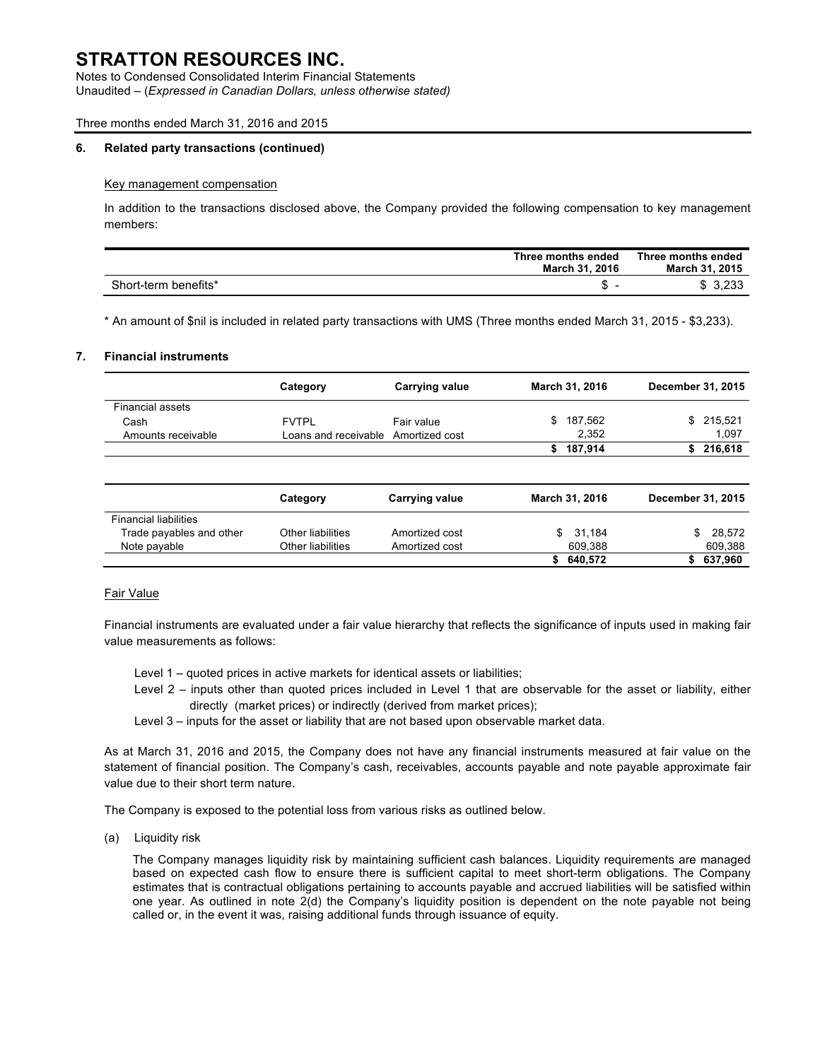## 6. Related party transactions (continued)

Key management compensation

In addition to the transactions disclosed above, the Company provided the following compensation to key management members:

| | Three months ended March 31, 2016 | Three months ended March 31, 2015 |
|---|---|---|
| Short-term benefits* | $ - | $ 3,233 |

* An amount of $nil is included in related party transactions with UMS (Three months ended March 31, 2015 - $3,233).

## 7. Financial instruments

| | Category | Carrying value | March 31, 2016 | December 31, 2015 |
|---|---|---|---|---|
| Financial assets | | | | |
| Cash | FVTPL | Fair value | $ 187,562 | $ 215,521 |
| Amounts receivable | Loans and receivable | Amortized cost | 2,352 | 1,097 |
| | | | **$ 187,914** | **$ 216,618** |

| | Category | Carrying value | March 31, 2016 | December 31, 2015 |
|---|---|---|---|---|
| Financial liabilities | | | | |
| Trade payables and other | Other liabilities | Amortized cost | $ 31,184 | $ 28,572 |
| Note payable | Other liabilities | Amortized cost | 609,388 | 609,388 |
| | | | **$ 640,572** | **$ 637,960** |

Fair Value

Financial instruments are evaluated under a fair value hierarchy that reflects the significance of inputs used in making fair value measurements as follows:

Level 1 – quoted prices in active markets for identical assets or liabilities;
Level 2 – inputs other than quoted prices included in Level 1 that are observable for the asset or liability, either directly (market prices) or indirectly (derived from market prices);
Level 3 – inputs for the asset or liability that are not based upon observable market data.

As at March 31, 2016 and 2015, the Company does not have any financial instruments measured at fair value on the statement of financial position. The Company's cash, receivables, accounts payable and note payable approximate fair value due to their short term nature.

The Company is exposed to the potential loss from various risks as outlined below.

(a) Liquidity risk

The Company manages liquidity risk by maintaining sufficient cash balances. Liquidity requirements are managed based on expected cash flow to ensure there is sufficient capital to meet short-term obligations. The Company estimates that is contractual obligations pertaining to accounts payable and accrued liabilities will be satisfied within one year. As outlined in note 2(d) the Company's liquidity position is dependent on the note payable not being called or, in the event it was, raising additional funds through issuance of equity.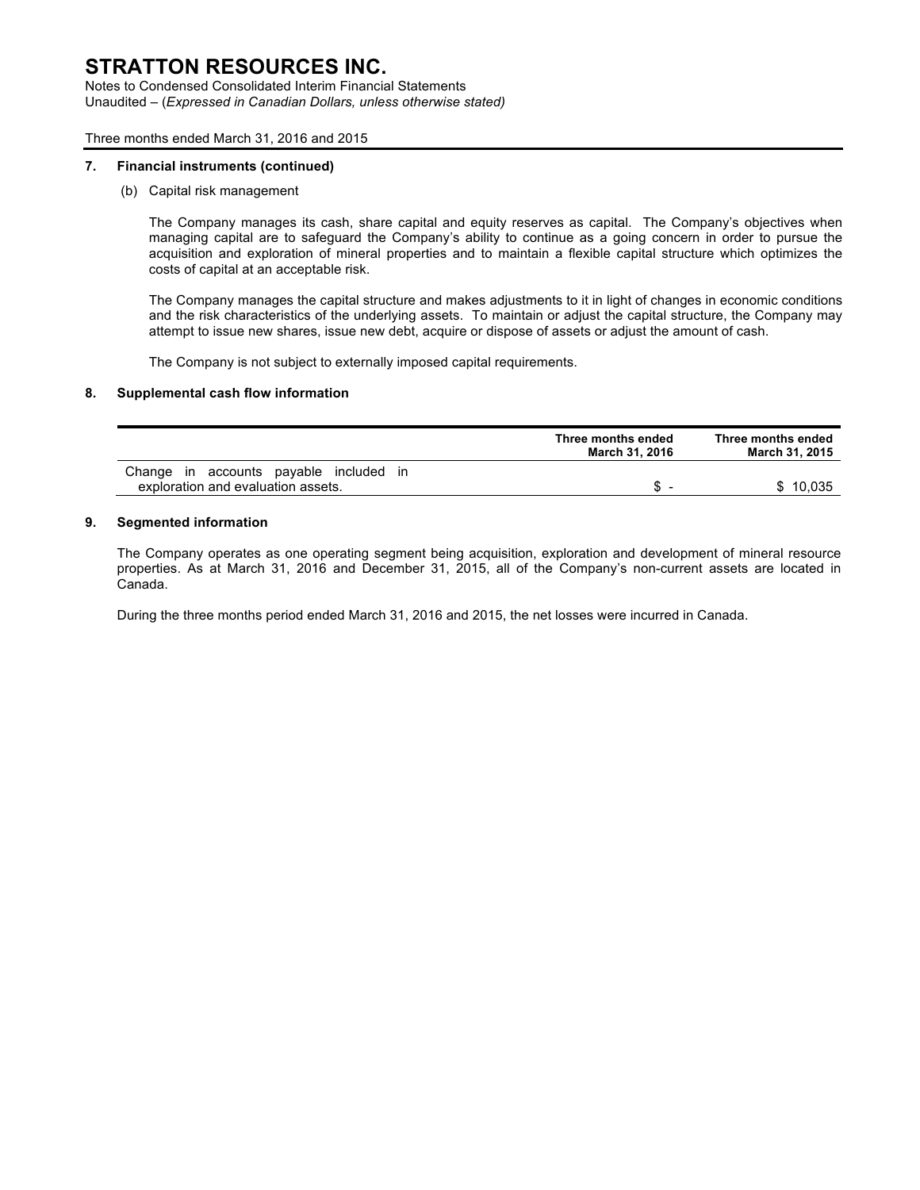### 7. Financial instruments (continued)

(b) Capital risk management

The Company manages its cash, share capital and equity reserves as capital. The Company's objectives when managing capital are to safeguard the Company's ability to continue as a going concern in order to pursue the acquisition and exploration of mineral properties and to maintain a flexible capital structure which optimizes the costs of capital at an acceptable risk.

The Company manages the capital structure and makes adjustments to it in light of changes in economic conditions and the risk characteristics of the underlying assets. To maintain or adjust the capital structure, the Company may attempt to issue new shares, issue new debt, acquire or dispose of assets or adjust the amount of cash.

The Company is not subject to externally imposed capital requirements.

### 8. Supplemental cash flow information

| | Three months ended March 31, 2016 | Three months ended March 31, 2015 |
|---|---|---|
| Change in accounts payable included in exploration and evaluation assets. | $ - | $ 10,035 |

### 9. Segmented information

The Company operates as one operating segment being acquisition, exploration and development of mineral resource properties. As at March 31, 2016 and December 31, 2015, all of the Company's non-current assets are located in Canada.

During the three months period ended March 31, 2016 and 2015, the net losses were incurred in Canada.